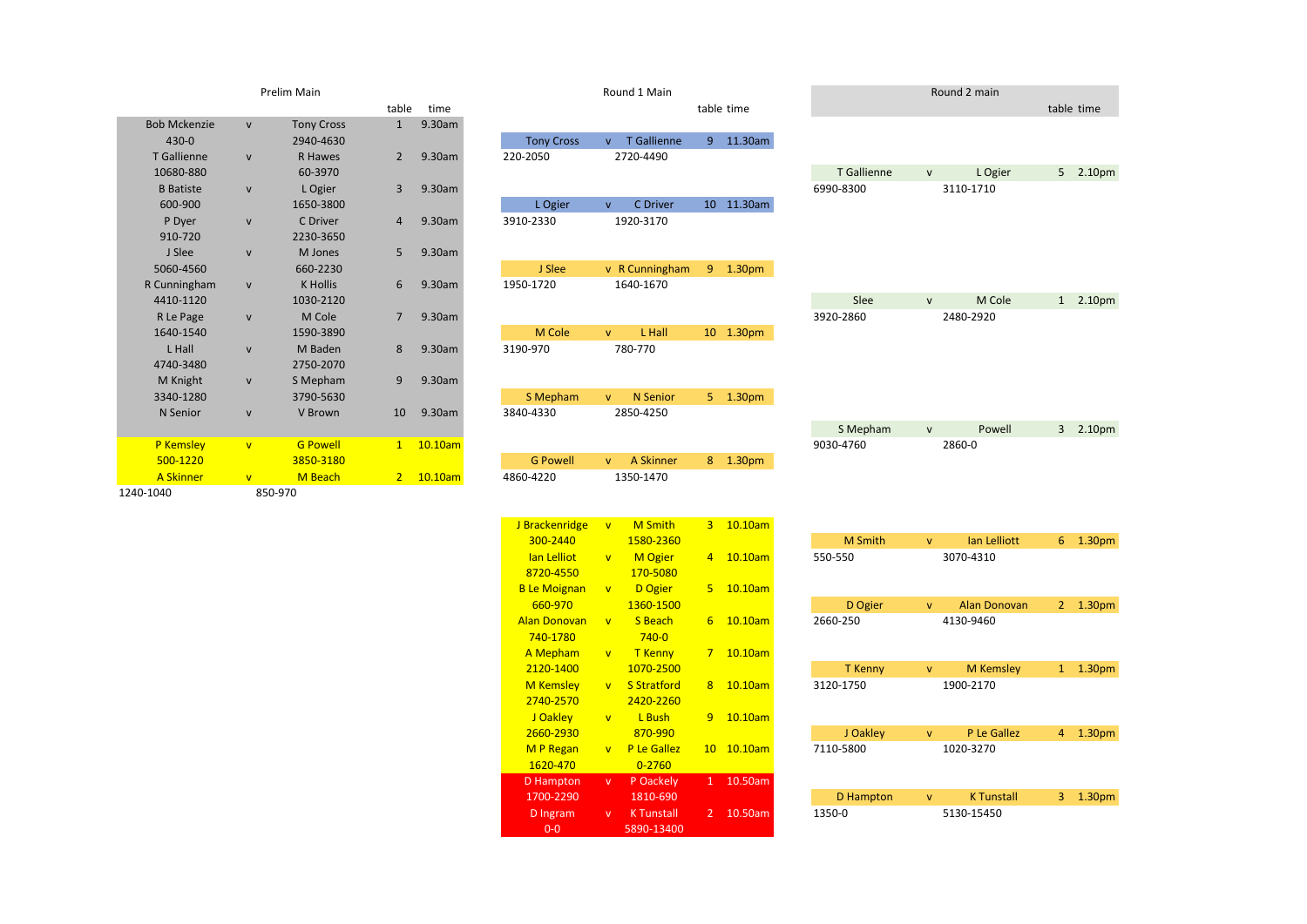## Prelim Main

| Player | | Player | table | time |
|---|---|---|---|---|
| Bob Mckenzie | v | Tony Cross | 1 | 9.30am |
| 430-0 | | 2940-4630 | | |
| T Gallienne | v | R Hawes | 2 | 9.30am |
| 10680-880 | | 60-3970 | | |
| B Batiste | v | L Ogier | 3 | 9.30am |
| 600-900 | | 1650-3800 | | |
| P Dyer | v | C Driver | 4 | 9.30am |
| 910-720 | | 2230-3650 | | |
| J Slee | v | M Jones | 5 | 9.30am |
| 5060-4560 | | 660-2230 | | |
| R Cunningham | v | K Hollis | 6 | 9.30am |
| 4410-1120 | | 1030-2120 | | |
| R Le Page | v | M Cole | 7 | 9.30am |
| 1640-1540 | | 1590-3890 | | |
| L Hall | v | M Baden | 8 | 9.30am |
| 4740-3480 | | 2750-2070 | | |
| M Knight | v | S Mepham | 9 | 9.30am |
| 3340-1280 | | 3790-5630 | | |
| N Senior | v | V Brown | 10 | 9.30am |
| P Kemsley | v | G Powell | 1 | 10.10am |
| 500-1220 | | 3850-3180 | | |
| A Skinner | v | M Beach | 2 | 10.10am |
| 1240-1040 | | 850-970 | | |

## Round 1 Main

| Player | | Player | table | time |
|---|---|---|---|---|
| Tony Cross | v | T Gallienne | 9 | 11.30am |
| 220-2050 | | 2720-4490 | | |
| L Ogier | v | C Driver | 10 | 11.30am |
| 3910-2330 | | 1920-3170 | | |
| J Slee | v | R Cunningham | 9 | 1.30pm |
| 1950-1720 | | 1640-1670 | | |
| M Cole | v | L Hall | 10 | 1.30pm |
| 3190-970 | | 780-770 | | |
| S Mepham | v | N Senior | 5 | 1.30pm |
| 3840-4330 | | 2850-4250 | | |
| G Powell | v | A Skinner | 8 | 1.30pm |
| 4860-4220 | | 1350-1470 | | |
| J Brackenridge | v | M Smith | 3 | 10.10am |
| 300-2440 | | 1580-2360 | | |
| Ian Lelliot | v | M Ogier | 4 | 10.10am |
| 8720-4550 | | 170-5080 | | |
| B Le Moignan | v | D Ogier | 5 | 10.10am |
| 660-970 | | 1360-1500 | | |
| Alan Donovan | v | S Beach | 6 | 10.10am |
| 740-1780 | | 740-0 | | |
| A Mepham | v | T Kenny | 7 | 10.10am |
| 2120-1400 | | 1070-2500 | | |
| M Kemsley | v | S Stratford | 8 | 10.10am |
| 2740-2570 | | 2420-2260 | | |
| J Oakley | v | L Bush | 9 | 10.10am |
| 2660-2930 | | 870-990 | | |
| M P Regan | v | P Le Gallez | 10 | 10.10am |
| 1620-470 | | 0-2760 | | |
| D Hampton | v | P Oackely | 1 | 10.50am |
| 1700-2290 | | 1810-690 | | |
| D Ingram | v | K Tunstall | 2 | 10.50am |
| 0-0 | | 5890-13400 | | |

## Round 2 main

| Player | | Player | table | time |
|---|---|---|---|---|
| T Gallienne | v | L Ogier | 5 | 2.10pm |
| 6990-8300 | | 3110-1710 | | |
| Slee | v | M Cole | 1 | 2.10pm |
| 3920-2860 | | 2480-2920 | | |
| S Mepham | v | Powell | 3 | 2.10pm |
| 9030-4760 | | 2860-0 | | |
| M Smith | v | Ian Lelliott | 6 | 1.30pm |
| 550-550 | | 3070-4310 | | |
| D Ogier | v | Alan Donovan | 2 | 1.30pm |
| 2660-250 | | 4130-9460 | | |
| T Kenny | v | M Kemsley | 1 | 1.30pm |
| 3120-1750 | | 1900-2170 | | |
| J Oakley | v | P Le Gallez | 4 | 1.30pm |
| 7110-5800 | | 1020-3270 | | |
| D Hampton | v | K Tunstall | 3 | 1.30pm |
| 1350-0 | | 5130-15450 | | |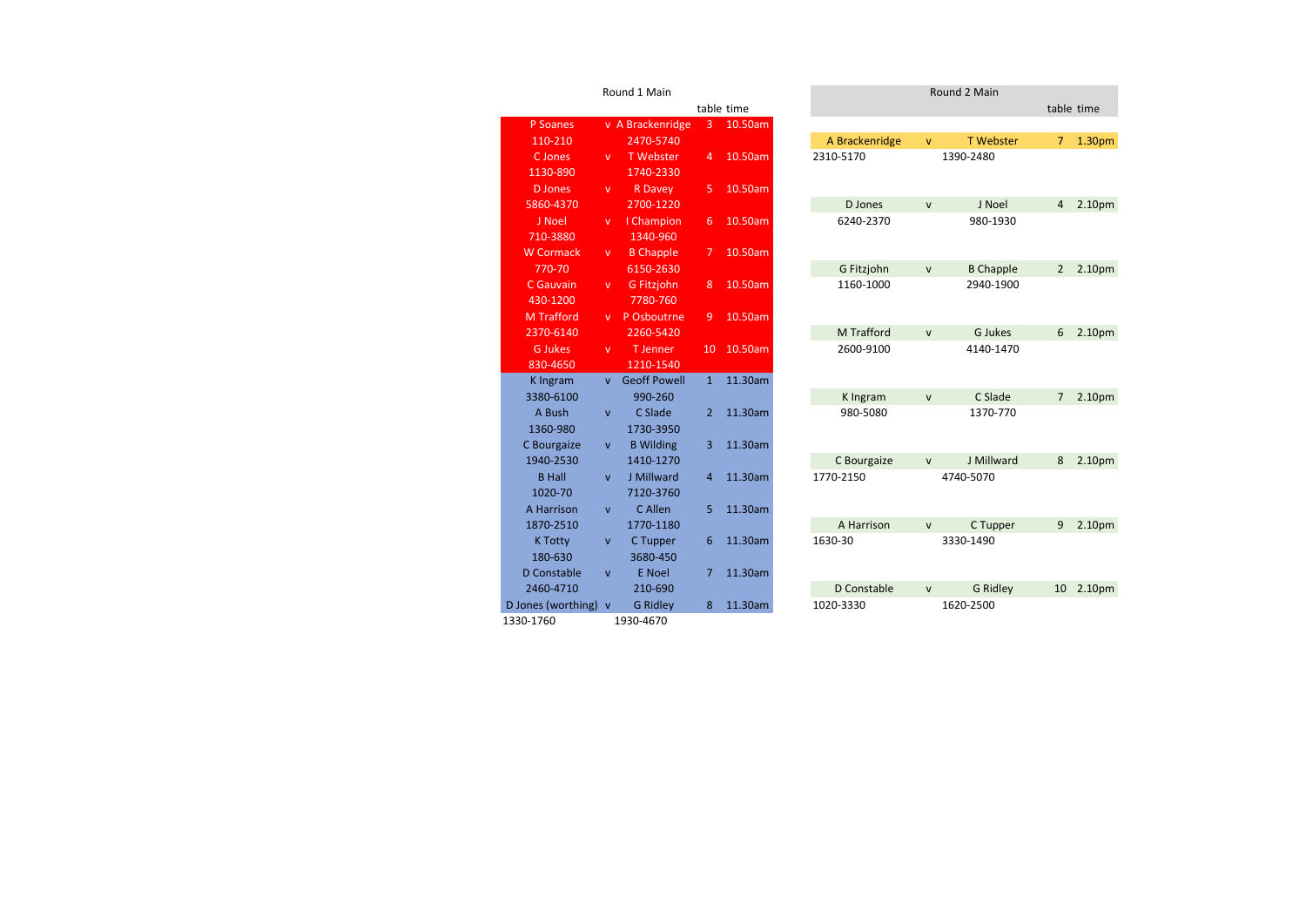## Round 1 Main

| | | | table | time |
|---|---|---|---|---|
| P Soanes | v | A Brackenridge | 3 | 10.50am |
| 110-210 | | 2470-5740 | | |
| C Jones | v | T Webster | 4 | 10.50am |
| 1130-890 | | 1740-2330 | | |
| D Jones | v | R Davey | 5 | 10.50am |
| 5860-4370 | | 2700-1220 | | |
| J Noel | v | I Champion | 6 | 10.50am |
| 710-3880 | | 1340-960 | | |
| W Cormack | v | B Chapple | 7 | 10.50am |
| 770-70 | | 6150-2630 | | |
| C Gauvain | v | G Fitzjohn | 8 | 10.50am |
| 430-1200 | | 7780-760 | | |
| M Trafford | v | P Osboutrne | 9 | 10.50am |
| 2370-6140 | | 2260-5420 | | |
| G Jukes | v | T Jenner | 10 | 10.50am |
| 830-4650 | | 1210-1540 | | |
| K Ingram | v | Geoff Powell | 1 | 11.30am |
| 3380-6100 | | 990-260 | | |
| A Bush | v | C Slade | 2 | 11.30am |
| 1360-980 | | 1730-3950 | | |
| C Bourgaize | v | B Wilding | 3 | 11.30am |
| 1940-2530 | | 1410-1270 | | |
| B Hall | v | J Millward | 4 | 11.30am |
| 1020-70 | | 7120-3760 | | |
| A Harrison | v | C Allen | 5 | 11.30am |
| 1870-2510 | | 1770-1180 | | |
| K Totty | v | C Tupper | 6 | 11.30am |
| 180-630 | | 3680-450 | | |
| D Constable | v | E Noel | 7 | 11.30am |
| 2460-4710 | | 210-690 | | |
| D Jones (worthing) | v | G Ridley | 8 | 11.30am |
| 1330-1760 | | 1930-4670 | | |

## Round 2 Main

| | | | table | time |
|---|---|---|---|---|
| A Brackenridge | v | T Webster | 7 | 1.30pm |
| 2310-5170 | | 1390-2480 | | |
| D Jones | v | J Noel | 4 | 2.10pm |
| 6240-2370 | | 980-1930 | | |
| G Fitzjohn | v | B Chapple | 2 | 2.10pm |
| 1160-1000 | | 2940-1900 | | |
| M Trafford | v | G Jukes | 6 | 2.10pm |
| 2600-9100 | | 4140-1470 | | |
| K Ingram | v | C Slade | 7 | 2.10pm |
| 980-5080 | | 1370-770 | | |
| C Bourgaize | v | J Millward | 8 | 2.10pm |
| 1770-2150 | | 4740-5070 | | |
| A Harrison | v | C Tupper | 9 | 2.10pm |
| 1630-30 | | 3330-1490 | | |
| D Constable | v | G Ridley | 10 | 2.10pm |
| 1020-3330 | | 1620-2500 | | |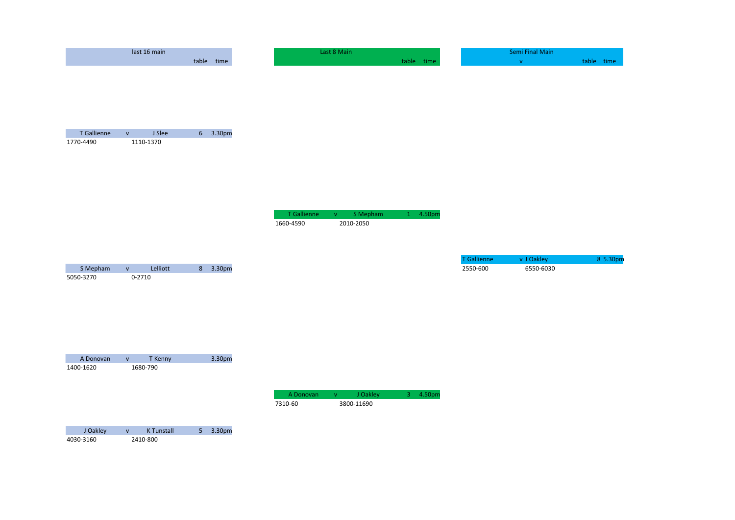## last 16 main

| | | | table | time |
|---|---|---|---|---|
| T Gallienne | v | J Slee | 6 | 3.30pm |
| 1770-4490 | | 1110-1370 | | |
| S Mepham | v | Lelliott | 8 | 3.30pm |
| 5050-3270 | | 0-2710 | | |
| A Donovan | v | T Kenny | | 3.30pm |
| 1400-1620 | | 1680-790 | | |
| J Oakley | v | K Tunstall | 5 | 3.30pm |
| 4030-3160 | | 2410-800 | | |

## Last 8 Main

| | | | table | time |
|---|---|---|---|---|
| T Gallienne | v | S Mepham | 1 | 4.50pm |
| 1660-4590 | | 2010-2050 | | |
| A Donovan | v | J Oakley | 3 | 4.50pm |
| 7310-60 | | 3800-11690 | | |

## Semi Final Main

| | v | table | time |
|---|---|---|---|
| T Gallienne | v J Oakley | 8 | 5.30pm |
| 2550-600 | 6550-6030 | | |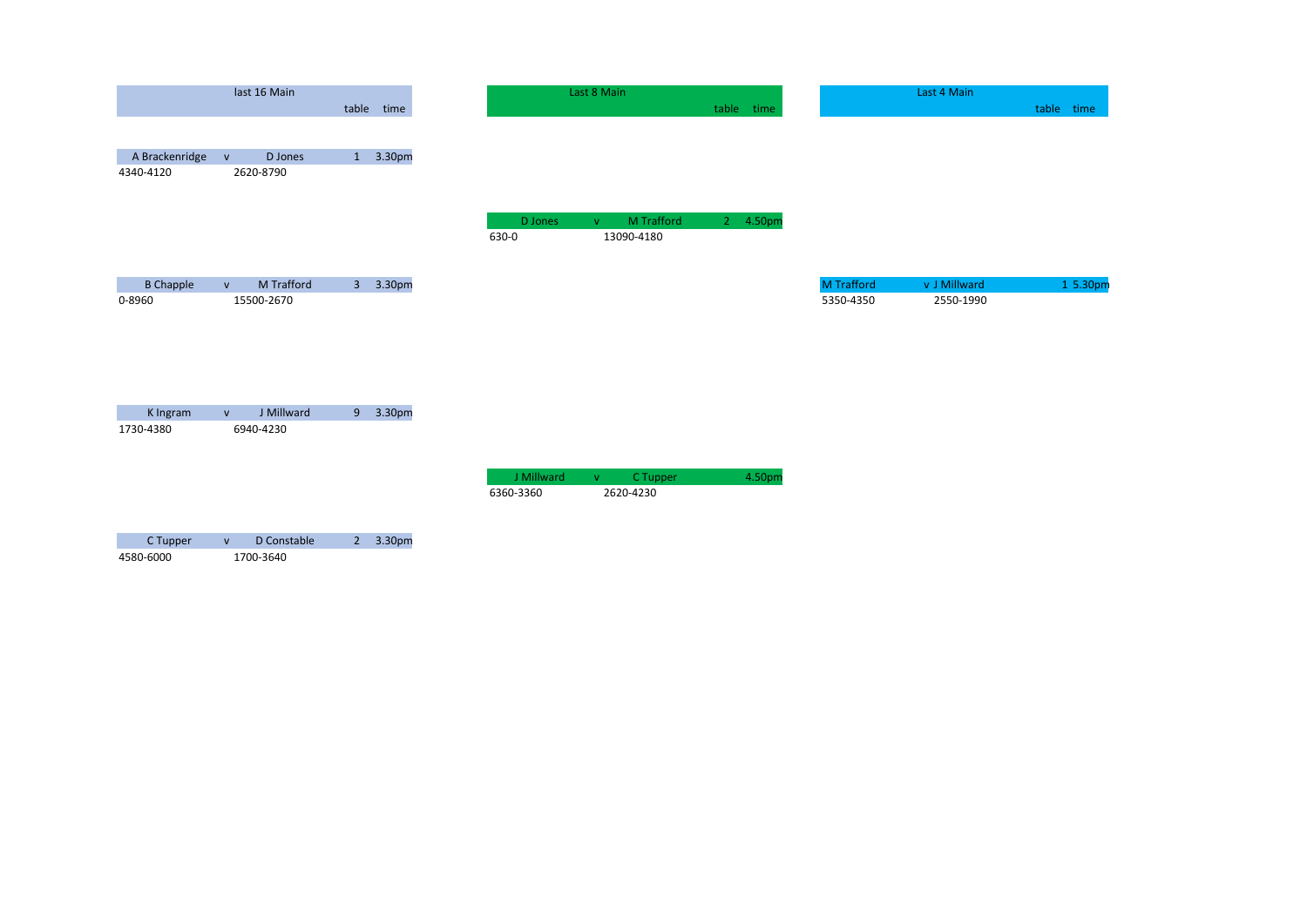## last 16 Main

| | | | table | time |
|---|---|---|---|---|
| A Brackenridge | v | D Jones | 1 | 3.30pm |
| 4340-4120 | | 2620-8790 | | |
| B Chapple | v | M Trafford | 3 | 3.30pm |
| 0-8960 | | 15500-2670 | | |
| K Ingram | v | J Millward | 9 | 3.30pm |
| 1730-4380 | | 6940-4230 | | |
| C Tupper | v | D Constable | 2 | 3.30pm |
| 4580-6000 | | 1700-3640 | | |

## Last 8 Main

| | | | table | time |
|---|---|---|---|---|
| D Jones | v | M Trafford | 2 | 4.50pm |
| 630-0 | | 13090-4180 | | |
| J Millward | v | C Tupper | | 4.50pm |
| 6360-3360 | | 2620-4230 | | |

## Last 4 Main

| | | table | time |
|---|---|---|---|
| M Trafford | v J Millward | 1 | 5.30pm |
| 5350-4350 | 2550-1990 | | |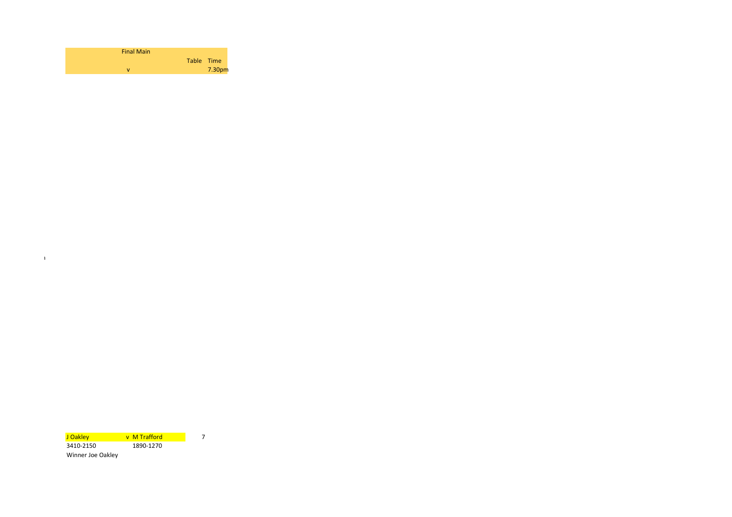| Final Main | | | | |
|---|---|---|---|---|
| | | | Table | Time |
| | v | | | 7.30pm |

| J Oakley | v M Trafford | 7 |
|---|---|---|
| 3410-2150 | 1890-1270 | |
| Winner Joe Oakley | | |